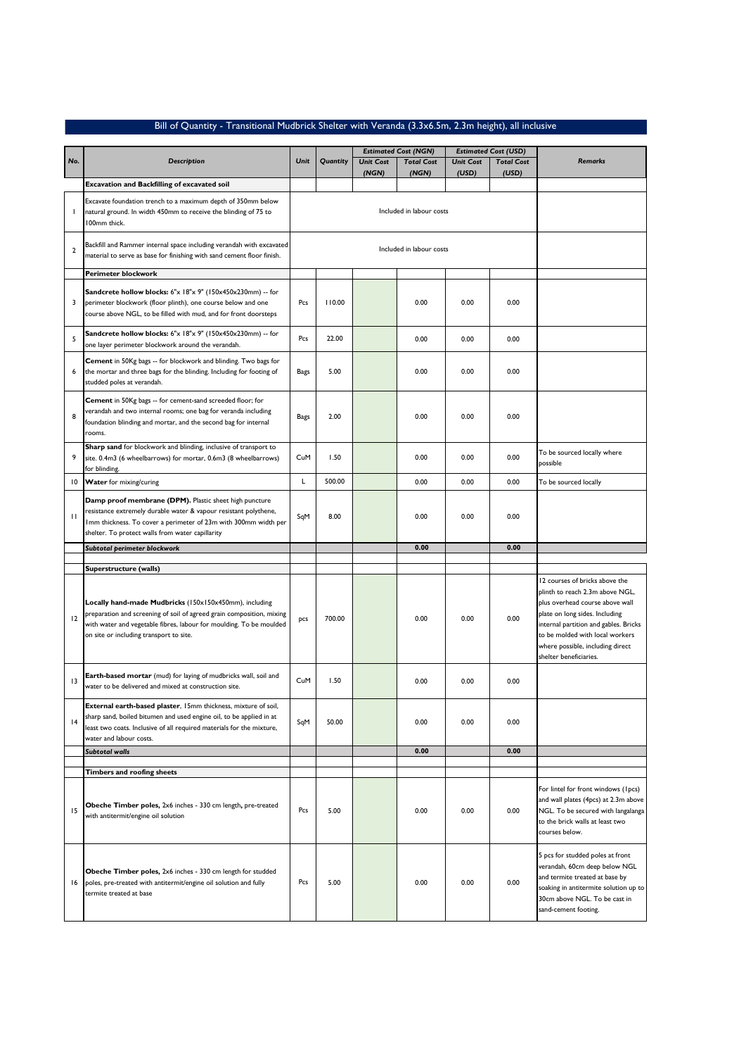# Bill of Quantity - Transitional Mudbrick Shelter with Veranda (3.3x6.5m, 2.3m height), all inclusive

| No. | Description | Unit | Quantity | Estimated Cost (NGN) | | Estimated Cost (USD) | | Remarks |
|---|---|---|---|---|---|---|---|---|
| | | | | Unit Cost (NGN) | Total Cost (NGN) | Unit Cost (USD) | Total Cost (USD) | |
| | **Excavation and Backfilling of excavated soil** | | | | | | | |
| 1 | Excavate foundation trench to a maximum depth of 350mm below natural ground. In width 450mm to receive the blinding of 75 to 100mm thick. | Included in labour costs | | | | | | |
| 2 | Backfill and Rammer internal space including verandah with excavated material to serve as base for finishing with sand cement floor finish. | Included in labour costs | | | | | | |
| | **Perimeter blockwork** | | | | | | | |
| 3 | **Sandcrete hollow blocks:** 6"x 18"x 9" (150x450x230mm) -- for perimeter blockwork (floor plinth), one course below and one course above NGL, to be filled with mud, and for front doorsteps | Pcs | 110.00 | | 0.00 | 0.00 | 0.00 | |
| 5 | **Sandcrete hollow blocks:** 6"x 18"x 9" (150x450x230mm) -- for one layer perimeter blockwork around the verandah. | Pcs | 22.00 | | 0.00 | 0.00 | 0.00 | |
| 6 | **Cement** in 50Kg bags -- for blockwork and blinding. Two bags for the mortar and three bags for the blinding. Including for footing of studded poles at verandah. | Bags | 5.00 | | 0.00 | 0.00 | 0.00 | |
| 8 | **Cement** in 50Kg bags -- for cement-sand screeded floor; for verandah and two internal rooms; one bag for veranda including foundation blinding and mortar, and the second bag for internal rooms. | Bags | 2.00 | | 0.00 | 0.00 | 0.00 | |
| 9 | **Sharp sand** for blockwork and blinding, inclusive of transport to site. 0.4m3 (6 wheelbarrows) for mortar, 0.6m3 (8 wheelbarrows) for blinding. | CuM | 1.50 | | 0.00 | 0.00 | 0.00 | To be sourced locally where possible |
| 10 | **Water** for mixing/curing | L | 500.00 | | 0.00 | 0.00 | 0.00 | To be sourced locally |
| 11 | **Damp proof membrane (DPM).** Plastic sheet high puncture resistance extremely durable water & vapour resistant polythene, 1mm thickness. To cover a perimeter of 23m with 300mm width per shelter. To protect walls from water capillarity | SqM | 8.00 | | 0.00 | 0.00 | 0.00 | |
| | ***Subtotal perimeter blockwork*** | | | | **0.00** | | **0.00** | |
| | **Superstructure (walls)** | | | | | | | |
| 12 | **Locally hand-made Mudbricks** (150x150x450mm), including preparation and screening of soil of agreed grain composition, mixing with water and vegetable fibres, labour for moulding. To be moulded on site or including transport to site. | pcs | 700.00 | | 0.00 | 0.00 | 0.00 | 12 courses of bricks above the plinth to reach 2.3m above NGL, plus overhead course above wall plate on long sides. Including internal partition and gables. Bricks to be molded with local workers where possible, including direct shelter beneficiaries. |
| 13 | **Earth-based mortar** (mud) for laying of mudbricks wall, soil and water to be delivered and mixed at construction site. | CuM | 1.50 | | 0.00 | 0.00 | 0.00 | |
| 14 | **External earth-based plaster**, 15mm thickness, mixture of soil, sharp sand, boiled bitumen and used engine oil, to be applied in at least two coats. Inclusive of all required materials for the mixture, water and labour costs. | SqM | 50.00 | | 0.00 | 0.00 | 0.00 | |
| | ***Subtotal walls*** | | | | **0.00** | | **0.00** | |
| | **Timbers and roofing sheets** | | | | | | | |
| 15 | **Obeche Timber poles,** 2x6 inches - 330 cm length, pre-treated with antitermit/engine oil solution | Pcs | 5.00 | | 0.00 | 0.00 | 0.00 | For lintel for front windows (1pcs) and wall plates (4pcs) at 2.3m above NGL. To be secured with langalanga to the brick walls at least two courses below. |
| 16 | **Obeche Timber poles,** 2x6 inches - 330 cm length for studded poles, pre-treated with antitermit/engine oil solution and fully termite treated at base | Pcs | 5.00 | | 0.00 | 0.00 | 0.00 | 5 pcs for studded poles at front verandah, 60cm deep below NGL and termite treated at base by soaking in antitermite solution up to 30cm above NGL. To be cast in sand-cement footing. |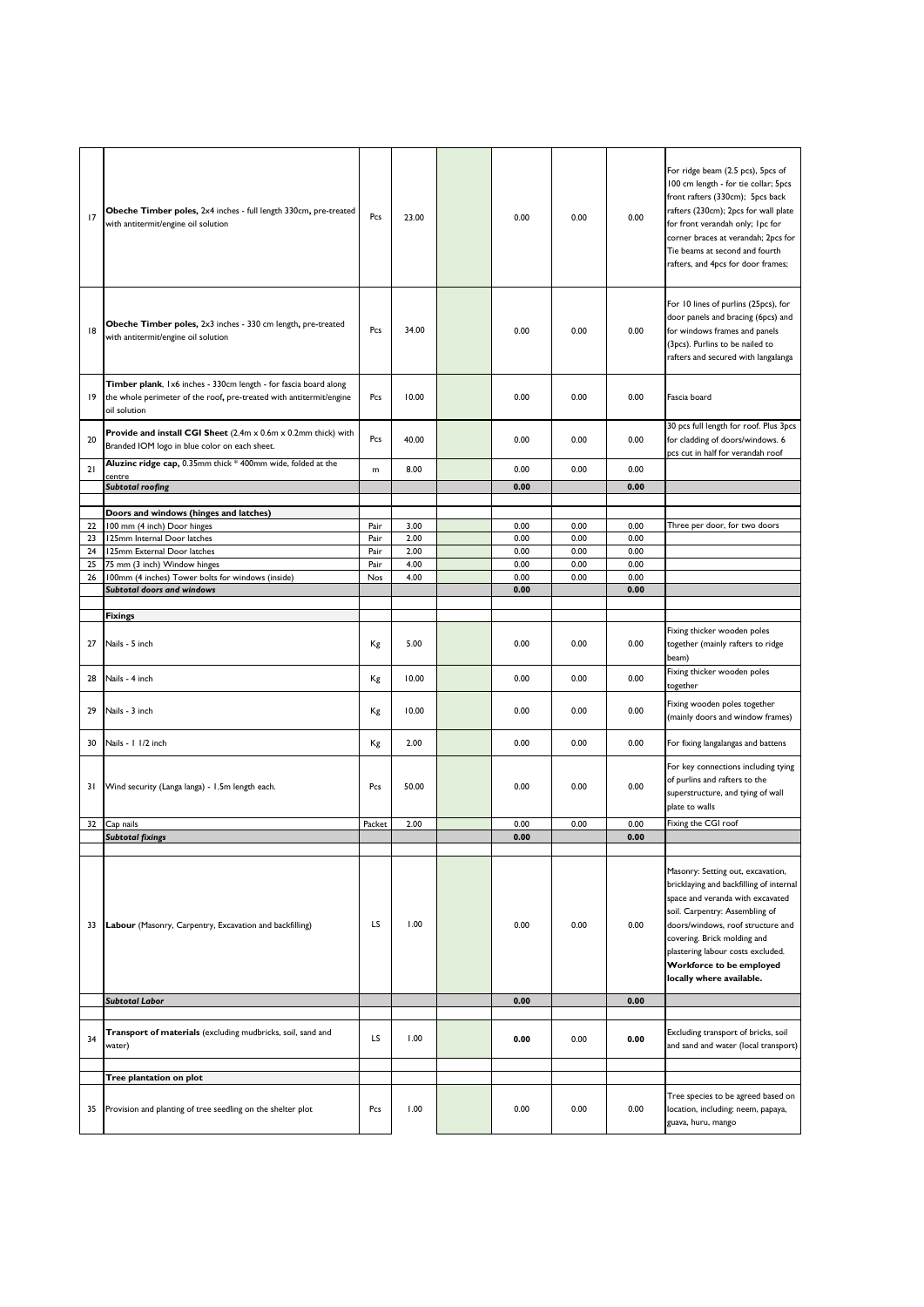| | | | | | | | | |
|---|---|---|---|---|---|---|---|---|
| 17 | **Obeche Timber poles,** 2x4 inches - full length 330cm, pre-treated with antitermit/engine oil solution | Pcs | 23.00 | | 0.00 | 0.00 | 0.00 | For ridge beam (2.5 pcs), 5pcs of 100 cm length - for tie collar; 5pcs front rafters (330cm); 5pcs back rafters (230cm); 2pcs for wall plate for front verandah only; 1pc for corner braces at verandah; 2pcs for Tie beams at second and fourth rafters, and 4pcs for door frames; |
| 18 | **Obeche Timber poles,** 2x3 inches - 330 cm length, pre-treated with antitermit/engine oil solution | Pcs | 34.00 | | 0.00 | 0.00 | 0.00 | For 10 lines of purlins (25pcs), for door panels and bracing (6pcs) and for windows frames and panels (3pcs). Purlins to be nailed to rafters and secured with langalanga |
| 19 | **Timber plank**, 1x6 inches - 330cm length - for fascia board along the whole perimeter of the roof, pre-treated with antitermit/engine oil solution | Pcs | 10.00 | | 0.00 | 0.00 | 0.00 | Fascia board |
| 20 | **Provide and install CGI Sheet** (2.4m x 0.6m x 0.2mm thick) with Branded IOM logo in blue color on each sheet. | Pcs | 40.00 | | 0.00 | 0.00 | 0.00 | 30 pcs full length for roof. Plus 3pcs for cladding of doors/windows. 6 pcs cut in half for verandah roof |
| 21 | **Aluzinc ridge cap,** 0.35mm thick * 400mm wide, folded at the centre | m | 8.00 | | 0.00 | 0.00 | 0.00 | |
| | ***Subtotal roofing*** | | | | **0.00** | | **0.00** | |
| | | | | | | | | |
| | **Doors and windows (hinges and latches)** | | | | | | | |
| 22 | 100 mm (4 inch) Door hinges | Pair | 3.00 | | 0.00 | 0.00 | 0.00 | Three per door, for two doors |
| 23 | 125mm Internal Door latches | Pair | 2.00 | | 0.00 | 0.00 | 0.00 | |
| 24 | 125mm External Door latches | Pair | 2.00 | | 0.00 | 0.00 | 0.00 | |
| 25 | 75 mm (3 inch) Window hinges | Pair | 4.00 | | 0.00 | 0.00 | 0.00 | |
| 26 | 100mm (4 inches) Tower bolts for windows (inside) | Nos | 4.00 | | 0.00 | 0.00 | 0.00 | |
| | ***Subtotal doors and windows*** | | | | **0.00** | | **0.00** | |
| | | | | | | | | |
| | **Fixings** | | | | | | | |
| 27 | Nails - 5 inch | Kg | 5.00 | | 0.00 | 0.00 | 0.00 | Fixing thicker wooden poles together (mainly rafters to ridge beam) |
| 28 | Nails - 4 inch | Kg | 10.00 | | 0.00 | 0.00 | 0.00 | Fixing thicker wooden poles together |
| 29 | Nails - 3 inch | Kg | 10.00 | | 0.00 | 0.00 | 0.00 | Fixing wooden poles together (mainly doors and window frames) |
| 30 | Nails - 1 1/2 inch | Kg | 2.00 | | 0.00 | 0.00 | 0.00 | For fixing langalangas and battens |
| 31 | Wind security (Langa langa) - 1.5m length each. | Pcs | 50.00 | | 0.00 | 0.00 | 0.00 | For key connections including tying of purlins and rafters to the superstructure, and tying of wall plate to walls |
| 32 | Cap nails | Packet | 2.00 | | 0.00 | 0.00 | 0.00 | Fixing the CGI roof |
| | ***Subtotal fixings*** | | | | **0.00** | | **0.00** | |
| | | | | | | | | |
| 33 | **Labour** (Masonry, Carpentry, Excavation and backfilling) | LS | 1.00 | | 0.00 | 0.00 | 0.00 | Masonry: Setting out, excavation, bricklaying and backfilling of internal space and veranda with excavated soil. Carpentry: Assembling of doors/windows, roof structure and covering. Brick molding and plastering labour costs excluded. **Workforce to be employed locally where available.** |
| | ***Subtotal Labor*** | | | | **0.00** | | **0.00** | |
| | | | | | | | | |
| 34 | **Transport of materials** (excluding mudbricks, soil, sand and water) | LS | 1.00 | | **0.00** | 0.00 | **0.00** | Excluding transport of bricks, soil and sand and water (local transport) |
| | | | | | | | | |
| | **Tree plantation on plot** | | | | | | | |
| 35 | Provision and planting of tree seedling on the shelter plot | Pcs | 1.00 | | 0.00 | 0.00 | 0.00 | Tree species to be agreed based on location, including: neem, papaya, guava, huru, mango |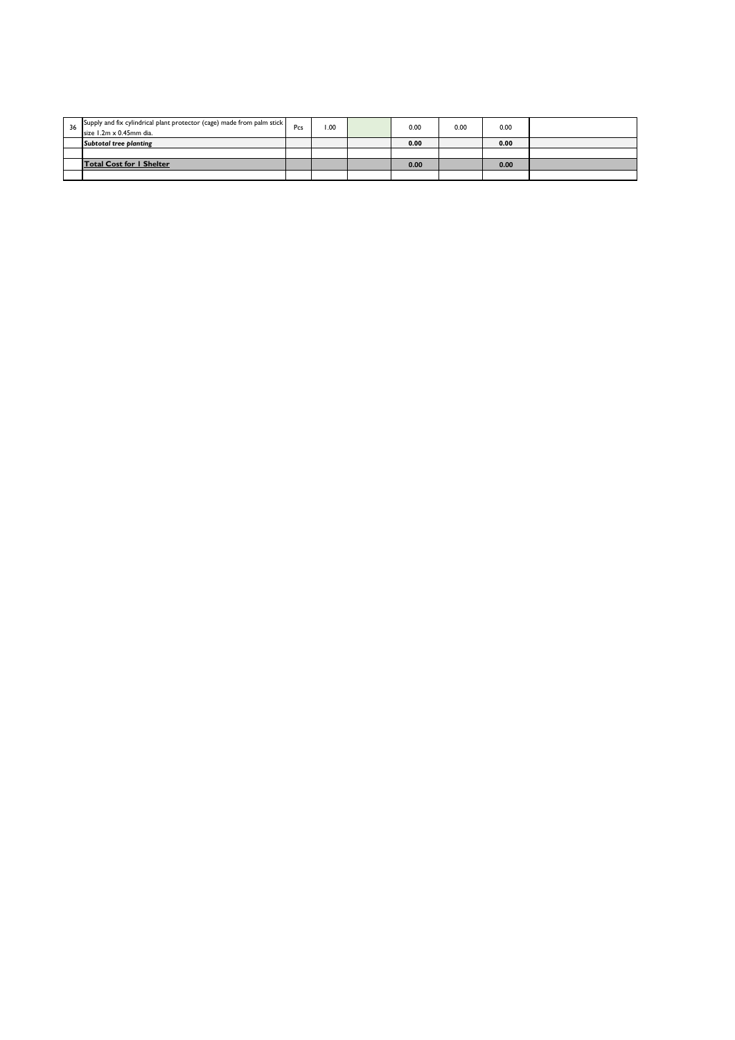| | | | | | | | | |
|---|---|---|---|---|---|---|---|---|
| 36 | Supply and fix cylindrical plant protector (cage) made from palm stick size 1.2m x 0.45mm dia. | Pcs | 1.00 | | 0.00 | 0.00 | 0.00 | |
| | ***Subtotal tree planting*** | | | | **0.00** | | **0.00** | |
| | | | | | | | | |
| | **Total Cost for 1 Shelter** | | | | **0.00** | | **0.00** | |
| | | | | | | | | |